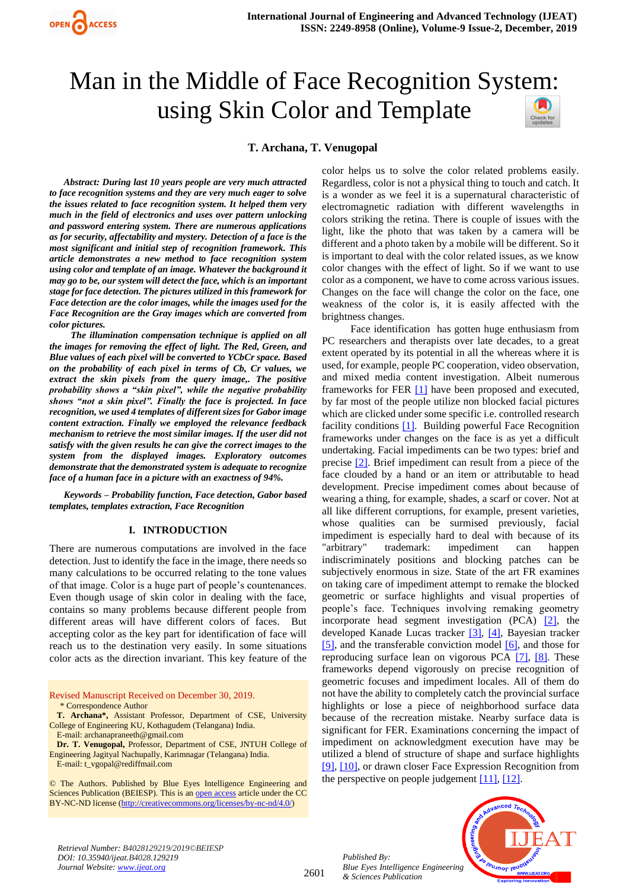# Man in the Middle of Face Recognition System: using Skin Color and Template

**T. Archana, T. Venugopal**

***Abstract: During last 10 years people are very much attracted to face recognition systems and they are very much eager to solve the issues related to face recognition system. It helped them very much in the field of electronics and uses over pattern unlocking and password entering system. There are numerous applications as for security, affectability and mystery. Detection of a face is the most significant and initial step of recognition framework. This article demonstrates a new method to face recognition system using color and template of an image. Whatever the background it may go to be, our system will detect the face, which is an important stage for face detection. The pictures utilized in this framework for Face detection are the color images, while the images used for the Face Recognition are the Gray images which are converted from color pictures.***

***The illumination compensation technique is applied on all the images for removing the effect of light. The Red, Green, and Blue values of each pixel will be converted to YCbCr space. Based on the probability of each pixel in terms of Cb, Cr values, we extract the skin pixels from the query image,. The positive probability shows a "skin pixel", while the negative probability shows "not a skin pixel". Finally the face is projected. In face recognition, we used 4 templates of different sizes for Gabor image content extraction. Finally we employed the relevance feedback mechanism to retrieve the most similar images. If the user did not satisfy with the given results he can give the correct images to the system from the displayed images. Exploratory outcomes demonstrate that the demonstrated system is adequate to recognize face of a human face in a picture with an exactness of 94%.***

***Keywords – Probability function, Face detection, Gabor based templates, templates extraction, Face Recognition***

## I. INTRODUCTION

There are numerous computations are involved in the face detection. Just to identify the face in the image, there needs so many calculations to be occurred relating to the tone values of that image. Color is a huge part of people's countenances. Even though usage of skin color in dealing with the face, contains so many problems because different people from different areas will have different colors of faces. But accepting color as the key part for identification of face will reach us to the destination very easily. In some situations color acts as the direction invariant. This key feature of the color helps us to solve the color related problems easily. Regardless, color is not a physical thing to touch and catch. It is a wonder as we feel it is a supernatural characteristic of electromagnetic radiation with different wavelengths in colors striking the retina. There is couple of issues with the light, like the photo that was taken by a camera will be different and a photo taken by a mobile will be different. So it is important to deal with the color related issues, as we know color changes with the effect of light. So if we want to use color as a component, we have to come across various issues. Changes on the face will change the color on the face, one weakness of the color is, it is easily affected with the brightness changes.

Face identification has gotten huge enthusiasm from PC researchers and therapists over late decades, to a great extent operated by its potential in all the whereas where it is used, for example, people PC cooperation, video observation, and mixed media content investigation. Albeit numerous frameworks for FER [1] have been proposed and executed, by far most of the people utilize non blocked facial pictures which are clicked under some specific i.e. controlled research facility conditions [1]. Building powerful Face Recognition frameworks under changes on the face is as yet a difficult undertaking. Facial impediments can be two types: brief and precise [2]. Brief impediment can result from a piece of the face clouded by a hand or an item or attributable to head development. Precise impediment comes about because of wearing a thing, for example, shades, a scarf or cover. Not at all like different corruptions, for example, present varieties, whose qualities can be surmised previously, facial impediment is especially hard to deal with because of its "arbitrary" trademark: impediment can happen indiscriminately positions and blocking patches can be subjectively enormous in size. State of the art FR examines on taking care of impediment attempt to remake the blocked geometric or surface highlights and visual properties of people's face. Techniques involving remaking geometry incorporate head segment investigation (PCA) [2], the developed Kanade Lucas tracker [3], [4], Bayesian tracker [5], and the transferable conviction model [6], and those for reproducing surface lean on vigorous PCA [7], [8]. These frameworks depend vigorously on precise recognition of geometric focuses and impediment locales. All of them do not have the ability to completely catch the provincial surface highlights or lose a piece of neighborhood surface data because of the recreation mistake. Nearby surface data is significant for FER. Examinations concerning the impact of impediment on acknowledgment execution have may be utilized a blend of structure of shape and surface highlights [9], [10], or drawn closer Face Expression Recognition from the perspective on people judgement [11], [12].

Revised Manuscript Received on December 30, 2019.

\* Correspondence Author

**T. Archana\***, Assistant Professor, Department of CSE, University College of Engineering KU, Kothagudem (Telangana) India.
E-mail: archanapraneeth@gmail.com

**Dr. T. Venugopal**, Professor, Department of CSE, JNTUH College of Engineering Jagityal Nachupally, Karimnagar (Telangana) India.
E-mail: t_vgopal@rediffmail.com

© The Authors. Published by Blue Eyes Intelligence Engineering and Sciences Publication (BEIESP). This is an open access article under the CC BY-NC-ND license (http://creativecommons.org/licenses/by-nc-nd/4.0/)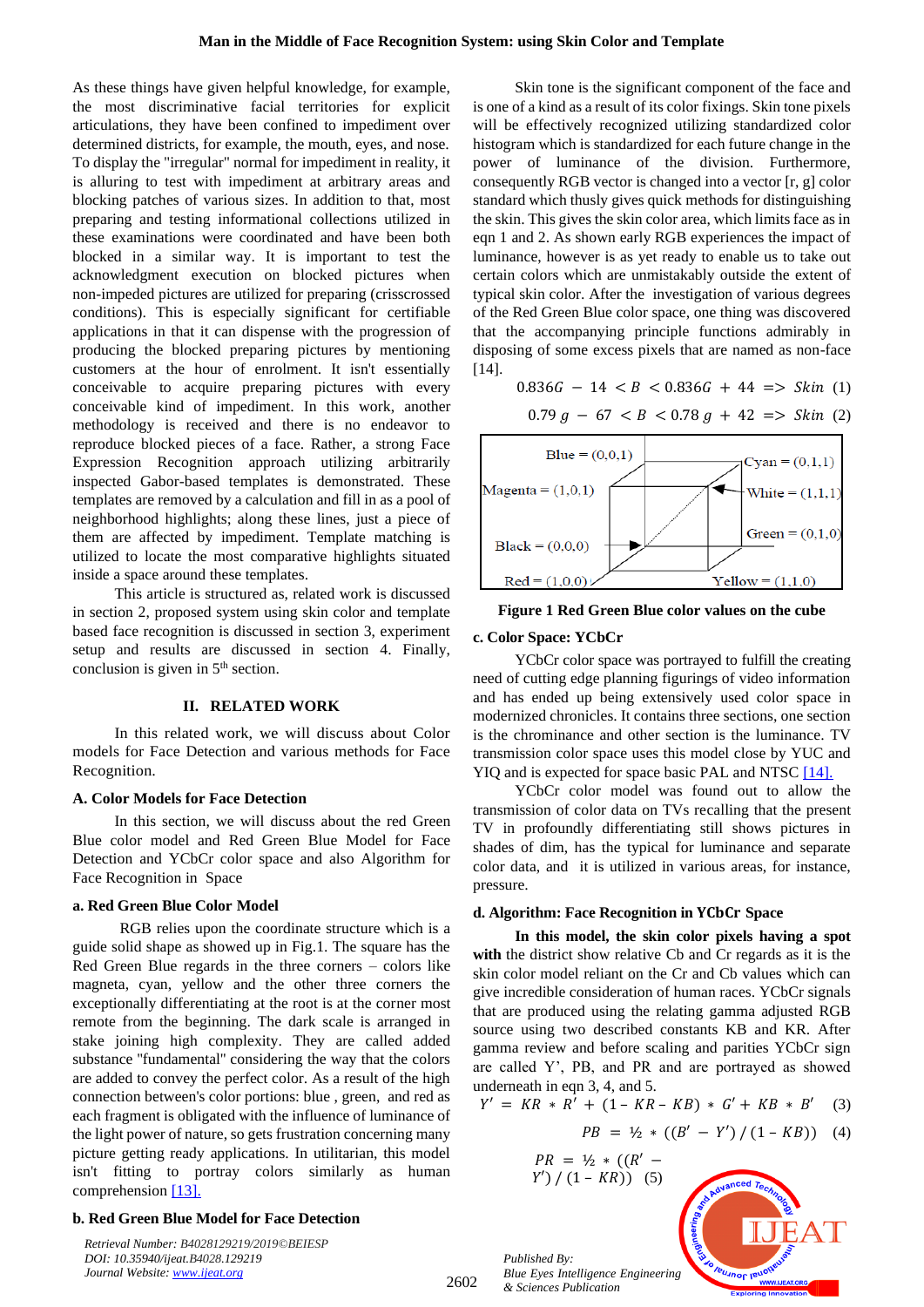As these things have given helpful knowledge, for example, the most discriminative facial territories for explicit articulations, they have been confined to impediment over determined districts, for example, the mouth, eyes, and nose. To display the "irregular" normal for impediment in reality, it is alluring to test with impediment at arbitrary areas and blocking patches of various sizes. In addition to that, most preparing and testing informational collections utilized in these examinations were coordinated and have been both blocked in a similar way. It is important to test the acknowledgment execution on blocked pictures when non-impeded pictures are utilized for preparing (crisscrossed conditions). This is especially significant for certifiable applications in that it can dispense with the progression of producing the blocked preparing pictures by mentioning customers at the hour of enrolment. It isn't essentially conceivable to acquire preparing pictures with every conceivable kind of impediment. In this work, another methodology is received and there is no endeavor to reproduce blocked pieces of a face. Rather, a strong Face Expression Recognition approach utilizing arbitrarily inspected Gabor-based templates is demonstrated. These templates are removed by a calculation and fill in as a pool of neighborhood highlights; along these lines, just a piece of them are affected by impediment. Template matching is utilized to locate the most comparative highlights situated inside a space around these templates.

This article is structured as, related work is discussed in section 2, proposed system using skin color and template based face recognition is discussed in section 3, experiment setup and results are discussed in section 4. Finally, conclusion is given in 5th section.

## II. RELATED WORK

In this related work, we will discuss about Color models for Face Detection and various methods for Face Recognition.

### A. Color Models for Face Detection

In this section, we will discuss about the red Green Blue color model and Red Green Blue Model for Face Detection and YCbCr color space and also Algorithm for Face Recognition in Space

#### a. Red Green Blue Color Model

RGB relies upon the coordinate structure which is a guide solid shape as showed up in Fig.1. The square has the Red Green Blue regards in the three corners – colors like magneta, cyan, yellow and the other three corners the exceptionally differentiating at the root is at the corner most remote from the beginning. The dark scale is arranged in stake joining high complexity. They are called added substance "fundamental" considering the way that the colors are added to convey the perfect color. As a result of the high connection between's color portions: blue , green, and red as each fragment is obligated with the influence of luminance of the light power of nature, so gets frustration concerning many picture getting ready applications. In utilitarian, this model isn't fitting to portray colors similarly as human comprehension [13].

#### b. Red Green Blue Model for Face Detection

Skin tone is the significant component of the face and is one of a kind as a result of its color fixings. Skin tone pixels will be effectively recognized utilizing standardized color histogram which is standardized for each future change in the power of luminance of the division. Furthermore, consequently RGB vector is changed into a vector [r, g] color standard which thusly gives quick methods for distinguishing the skin. This gives the skin color area, which limits face as in eqn 1 and 2. As shown early RGB experiences the impact of luminance, however is as yet ready to enable us to take out certain colors which are unmistakably outside the extent of typical skin color. After the investigation of various degrees of the Red Green Blue color space, one thing was discovered that the accompanying principle functions admirably in disposing of some excess pixels that are named as non-face [14].

$$0.836G - 14 < B < 0.836G + 44 \Rightarrow Skin \quad (1)$$

$$0.79\,g - 67 < B < 0.78\,g + 42 \Rightarrow Skin \quad (2)$$

| Blue = (0,0,1) | Cyan = (0,1,1) |
|---|---|
| Magenta = (1,0,1) | White = (1,1,1) |
| Black = (0,0,0) | Green = (0,1,0) |
| Red = (1,0,0) | Yellow = (1,1,0) |

**Figure 1 Red Green Blue color values on the cube**

### c. Color Space: YCbCr

YCbCr color space was portrayed to fulfill the creating need of cutting edge planning figurings of video information and has ended up being extensively used color space in modernized chronicles. It contains three sections, one section is the chrominance and other section is the luminance. TV transmission color space uses this model close by YUC and YIQ and is expected for space basic PAL and NTSC [14].

YCbCr color model was found out to allow the transmission of color data on TVs recalling that the present TV in profoundly differentiating still shows pictures in shades of dim, has the typical for luminance and separate color data, and it is utilized in various areas, for instance, pressure.

### d. Algorithm: Face Recognition in YCbCr Space

**In this model, the skin color pixels having a spot with** the district show relative Cb and Cr regards as it is the skin color model reliant on the Cr and Cb values which can give incredible consideration of human races. YCbCr signals that are produced using the relating gamma adjusted RGB source using two described constants KB and KR. After gamma review and before scaling and parities YCbCr sign are called Y', PB, and PR and are portrayed as showed underneath in eqn 3, 4, and 5.

$$Y' = KR * R' + (1 - KR - KB) * G' + KB * B' \quad (3)$$

$$PB = ½ * ((B' - Y') / (1 - KB)) \quad (4)$$

$$PR = ½ * ((R' - Y') / (1 - KR)) \quad (5)$$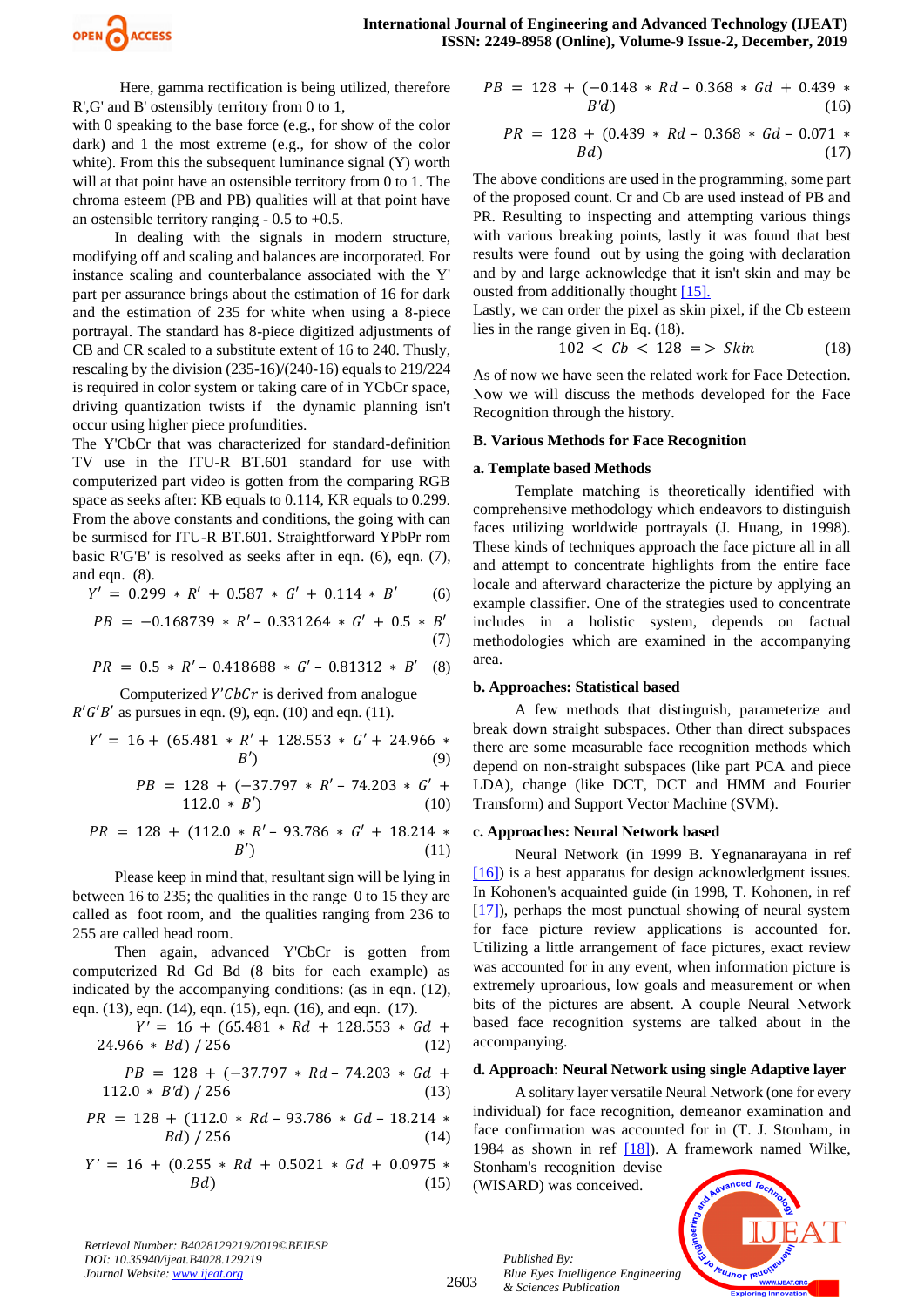Here, gamma rectification is being utilized, therefore R',G' and B' ostensibly territory from 0 to 1, with 0 speaking to the base force (e.g., for show of the color dark) and 1 the most extreme (e.g., for show of the color white). From this the subsequent luminance signal (Y) worth will at that point have an ostensible territory from 0 to 1. The chroma esteem (PB and PB) qualities will at that point have an ostensible territory ranging - 0.5 to +0.5.

In dealing with the signals in modern structure, modifying off and scaling and balances are incorporated. For instance scaling and counterbalance associated with the Y' part per assurance brings about the estimation of 16 for dark and the estimation of 235 for white when using a 8-piece portrayal. The standard has 8-piece digitized adjustments of CB and CR scaled to a substitute extent of 16 to 240. Thusly, rescaling by the division (235-16)/(240-16) equals to 219/224 is required in color system or taking care of in YCbCr space, driving quantization twists if the dynamic planning isn't occur using higher piece profundities.

The Y'CbCr that was characterized for standard-definition TV use in the ITU-R BT.601 standard for use with computerized part video is gotten from the comparing RGB space as seeks after: KB equals to 0.114, KR equals to 0.299. From the above constants and conditions, the going with can be surmised for ITU-R BT.601. Straightforward YPbPr rom basic R'G'B' is resolved as seeks after in eqn. (6), eqn. (7), and eqn. (8).

$$Y' = 0.299 * R' + 0.587 * G' + 0.114 * B' \quad (6)$$

$$PB = -0.168739 * R' - 0.331264 * G' + 0.5 * B' \quad (7)$$

$$PR = 0.5 * R' - 0.418688 * G' - 0.81312 * B' \quad (8)$$

Computerized $Y'CbCr$ is derived from analogue $R'G'B'$ as pursues in eqn. (9), eqn. (10) and eqn. (11).

$$Y' = 16 + (65.481 * R' + 128.553 * G' + 24.966 * B') \quad (9)$$

$$PB = 128 + (-37.797 * R' - 74.203 * G' + 112.0 * B') \quad (10)$$

$$PR = 128 + (112.0 * R' - 93.786 * G' + 18.214 * B') \quad (11)$$

Please keep in mind that, resultant sign will be lying in between 16 to 235; the qualities in the range 0 to 15 they are called as foot room, and the qualities ranging from 236 to 255 are called head room.

Then again, advanced Y'CbCr is gotten from computerized Rd Gd Bd (8 bits for each example) as indicated by the accompanying conditions: (as in eqn. (12), eqn. (13), eqn. (14), eqn. (15), eqn. (16), and eqn. (17).

$$Y' = 16 + (65.481 * Rd + 128.553 * Gd + 24.966 * Bd) / 256 \quad (12)$$

$$PB = 128 + (-37.797 * Rd - 74.203 * Gd + 112.0 * B'd) / 256 \quad (13)$$

$$PR = 128 + (112.0 * Rd - 93.786 * Gd - 18.214 * Bd) / 256 \quad (14)$$

$$Y' = 16 + (0.255 * Rd + 0.5021 * Gd + 0.0975 * Bd) \quad (15)$$

$$PB = 128 + (-0.148 * Rd - 0.368 * Gd + 0.439 * B'd) \quad (16)$$

$$PR = 128 + (0.439 * Rd - 0.368 * Gd - 0.071 * Bd) \quad (17)$$

The above conditions are used in the programming, some part of the proposed count. Cr and Cb are used instead of PB and PR. Resulting to inspecting and attempting various things with various breaking points, lastly it was found that best results were found out by using the going with declaration and by and large acknowledge that it isn't skin and may be ousted from additionally thought [15].

Lastly, we can order the pixel as skin pixel, if the Cb esteem lies in the range given in Eq. (18).

$$102 < Cb < 128 => Skin \quad (18)$$

As of now we have seen the related work for Face Detection. Now we will discuss the methods developed for the Face Recognition through the history.

### B. Various Methods for Face Recognition

#### a. Template based Methods

Template matching is theoretically identified with comprehensive methodology which endeavors to distinguish faces utilizing worldwide portrayals (J. Huang, in 1998). These kinds of techniques approach the face picture all in all and attempt to concentrate highlights from the entire face locale and afterward characterize the picture by applying an example classifier. One of the strategies used to concentrate includes in a holistic system, depends on factual methodologies which are examined in the accompanying area.

#### b. Approaches: Statistical based

A few methods that distinguish, parameterize and break down straight subspaces. Other than direct subspaces there are some measurable face recognition methods which depend on non-straight subspaces (like part PCA and piece LDA), change (like DCT, DCT and HMM and Fourier Transform) and Support Vector Machine (SVM).

#### c. Approaches: Neural Network based

Neural Network (in 1999 B. Yegnanarayana in ref [16]) is a best apparatus for design acknowledgment issues. In Kohonen's acquainted guide (in 1998, T. Kohonen, in ref [17]), perhaps the most punctual showing of neural system for face picture review applications is accounted for. Utilizing a little arrangement of face pictures, exact review was accounted for in any event, when information picture is extremely uproarious, low goals and measurement or when bits of the pictures are absent. A couple Neural Network based face recognition systems are talked about in the accompanying.

#### d. Approach: Neural Network using single Adaptive layer

A solitary layer versatile Neural Network (one for every individual) for face recognition, demeanor examination and face confirmation was accounted for in (T. J. Stonham, in 1984 as shown in ref [18]). A framework named Wilke, Stonham's recognition devise (WISARD) was conceived.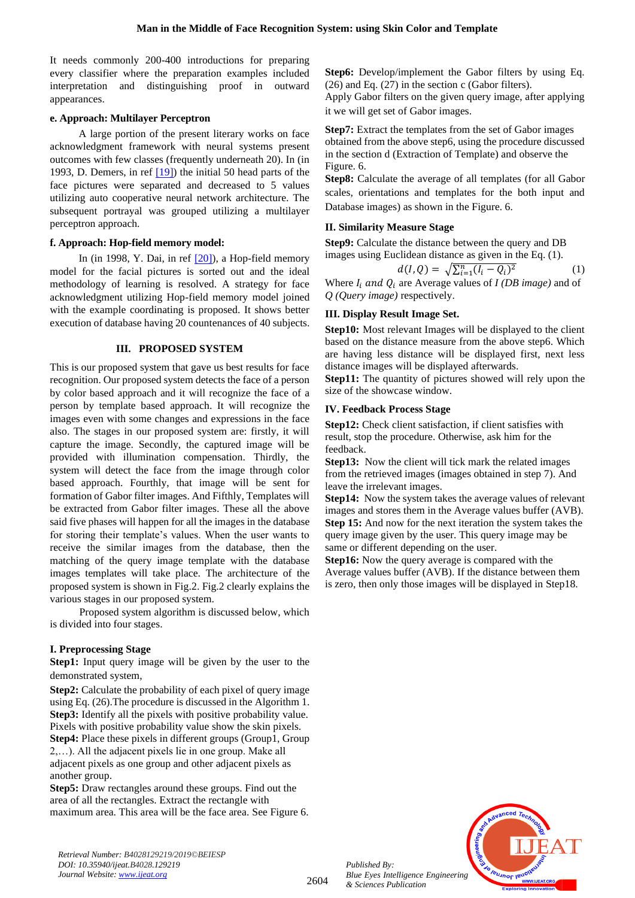It needs commonly 200-400 introductions for preparing every classifier where the preparation examples included interpretation and distinguishing proof in outward appearances.

**e. Approach: Multilayer Perceptron**

A large portion of the present literary works on face acknowledgment framework with neural systems present outcomes with few classes (frequently underneath 20). In (in 1993, D. Demers, in ref [19]) the initial 50 head parts of the face pictures were separated and decreased to 5 values utilizing auto cooperative neural network architecture. The subsequent portrayal was grouped utilizing a multilayer perceptron approach.

**f. Approach: Hop-field memory model:**

In (in 1998, Y. Dai, in ref [20]), a Hop-field memory model for the facial pictures is sorted out and the ideal methodology of learning is resolved. A strategy for face acknowledgment utilizing Hop-field memory model joined with the example coordinating is proposed. It shows better execution of database having 20 countenances of 40 subjects.

## III. PROPOSED SYSTEM

This is our proposed system that gave us best results for face recognition. Our proposed system detects the face of a person by color based approach and it will recognize the face of a person by template based approach. It will recognize the images even with some changes and expressions in the face also. The stages in our proposed system are: firstly, it will capture the image. Secondly, the captured image will be provided with illumination compensation. Thirdly, the system will detect the face from the image through color based approach. Fourthly, that image will be sent for formation of Gabor filter images. And Fifthly, Templates will be extracted from Gabor filter images. These all the above said five phases will happen for all the images in the database for storing their template's values. When the user wants to receive the similar images from the database, then the matching of the query image template with the database images templates will take place. The architecture of the proposed system is shown in Fig.2. Fig.2 clearly explains the various stages in our proposed system.

Proposed system algorithm is discussed below, which is divided into four stages.

**I. Preprocessing Stage**

**Step1:** Input query image will be given by the user to the demonstrated system,

**Step2:** Calculate the probability of each pixel of query image using Eq. (26).The procedure is discussed in the Algorithm 1.

**Step3:** Identify all the pixels with positive probability value. Pixels with positive probability value show the skin pixels.

**Step4:** Place these pixels in different groups (Group1, Group 2,…). All the adjacent pixels lie in one group. Make all adjacent pixels as one group and other adjacent pixels as another group.

**Step5:** Draw rectangles around these groups. Find out the area of all the rectangles. Extract the rectangle with maximum area. This area will be the face area. See Figure 6.

**Step6:** Develop/implement the Gabor filters by using Eq. (26) and Eq. (27) in the section c (Gabor filters). Apply Gabor filters on the given query image, after applying it we will get set of Gabor images.

**Step7:** Extract the templates from the set of Gabor images obtained from the above step6, using the procedure discussed in the section d (Extraction of Template) and observe the Figure. 6.

**Step8:** Calculate the average of all templates (for all Gabor scales, orientations and templates for the both input and Database images) as shown in the Figure. 6.

**II. Similarity Measure Stage**

**Step9:** Calculate the distance between the query and DB images using Euclidean distance as given in the Eq. (1).

$$d(I,Q) = \sqrt{\sum_{i=1}^{n}(I_i - Q_i)^2} \quad (1)$$

Where $I_i$ *and* $Q_i$ are Average values of *I (DB image)* and of *Q (Query image)* respectively.

**III. Display Result Image Set.**

**Step10:** Most relevant Images will be displayed to the client based on the distance measure from the above step6. Which are having less distance will be displayed first, next less distance images will be displayed afterwards.

**Step11:** The quantity of pictures showed will rely upon the size of the showcase window.

**IV. Feedback Process Stage**

**Step12:** Check client satisfaction, if client satisfies with result, stop the procedure. Otherwise, ask him for the feedback.

**Step13:** Now the client will tick mark the related images from the retrieved images (images obtained in step 7). And leave the irrelevant images.

**Step14:** Now the system takes the average values of relevant images and stores them in the Average values buffer (AVB).

**Step 15:** And now for the next iteration the system takes the query image given by the user. This query image may be same or different depending on the user.

**Step16:** Now the query average is compared with the Average values buffer (AVB). If the distance between them is zero, then only those images will be displayed in Step18.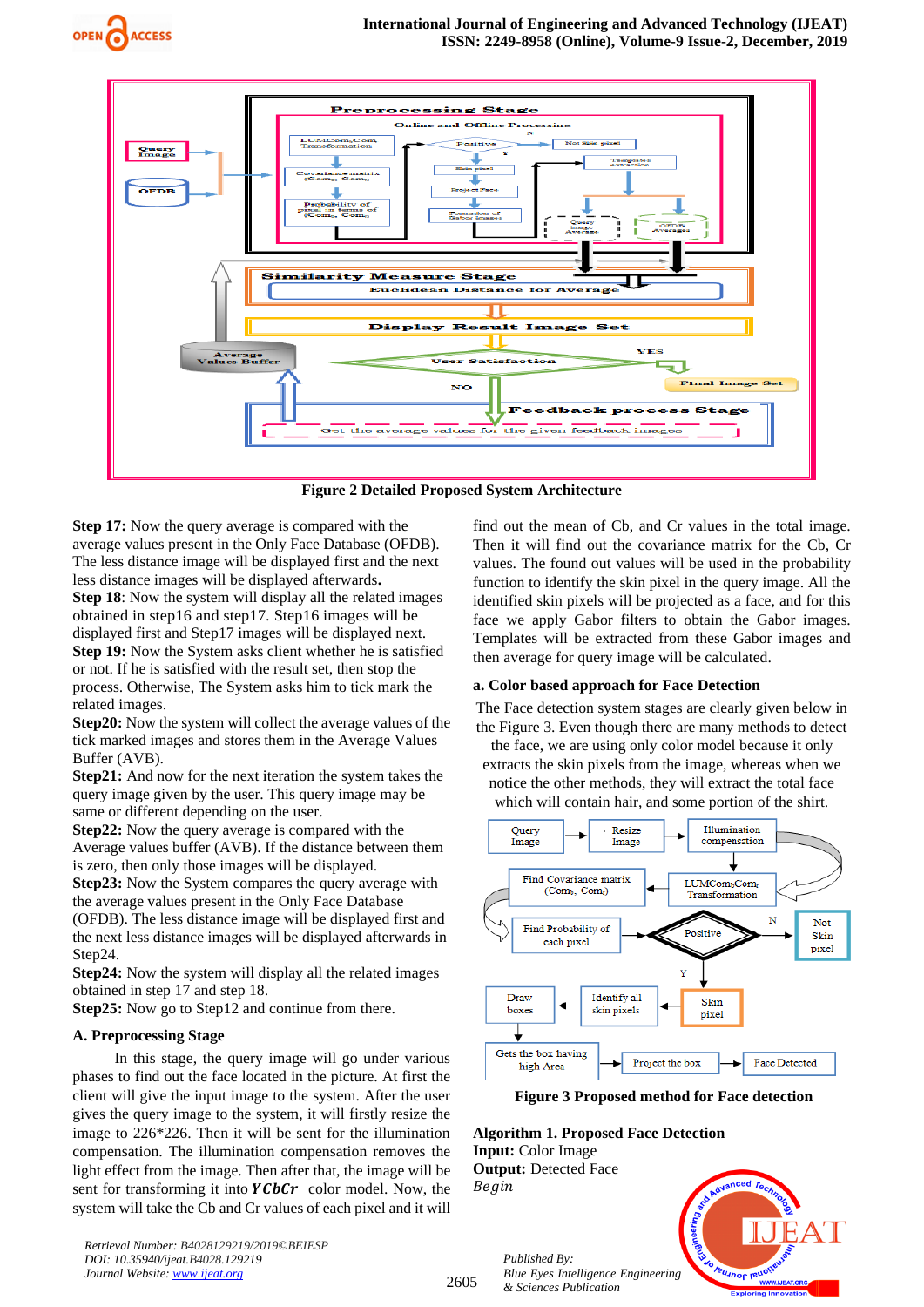**Figure 2 Detailed Proposed System Architecture**

**Step 17:** Now the query average is compared with the average values present in the Only Face Database (OFDB). The less distance image will be displayed first and the next less distance images will be displayed afterwards**.**

**Step 18**: Now the system will display all the related images obtained in step16 and step17. Step16 images will be displayed first and Step17 images will be displayed next.

**Step 19:** Now the System asks client whether he is satisfied or not. If he is satisfied with the result set, then stop the process. Otherwise, The System asks him to tick mark the related images.

**Step20:** Now the system will collect the average values of the tick marked images and stores them in the Average Values Buffer (AVB).

**Step21:** And now for the next iteration the system takes the query image given by the user. This query image may be same or different depending on the user.

**Step22:** Now the query average is compared with the Average values buffer (AVB). If the distance between them is zero, then only those images will be displayed.

**Step23:** Now the System compares the query average with the average values present in the Only Face Database (OFDB). The less distance image will be displayed first and the next less distance images will be displayed afterwards in Step24.

**Step24:** Now the system will display all the related images obtained in step 17 and step 18.

**Step25:** Now go to Step12 and continue from there.

### A. Preprocessing Stage

In this stage, the query image will go under various phases to find out the face located in the picture. At first the client will give the input image to the system. After the user gives the query image to the system, it will firstly resize the image to 226*226. Then it will be sent for the illumination compensation. The illumination compensation removes the light effect from the image. Then after that, the image will be sent for transforming it into ***YCbCr*** color model. Now, the system will take the Cb and Cr values of each pixel and it will find out the mean of Cb, and Cr values in the total image. Then it will find out the covariance matrix for the Cb, Cr values. The found out values will be used in the probability function to identify the skin pixel in the query image. All the identified skin pixels will be projected as a face, and for this face we apply Gabor filters to obtain the Gabor images. Templates will be extracted from these Gabor images and then average for query image will be calculated.

### a. Color based approach for Face Detection

The Face detection system stages are clearly given below in the Figure 3. Even though there are many methods to detect the face, we are using only color model because it only extracts the skin pixels from the image, whereas when we notice the other methods, they will extract the total face which will contain hair, and some portion of the shirt.

**Figure 3 Proposed method for Face detection**

**Algorithm 1. Proposed Face Detection**

**Input:** Color Image

**Output:** Detected Face

*Begin*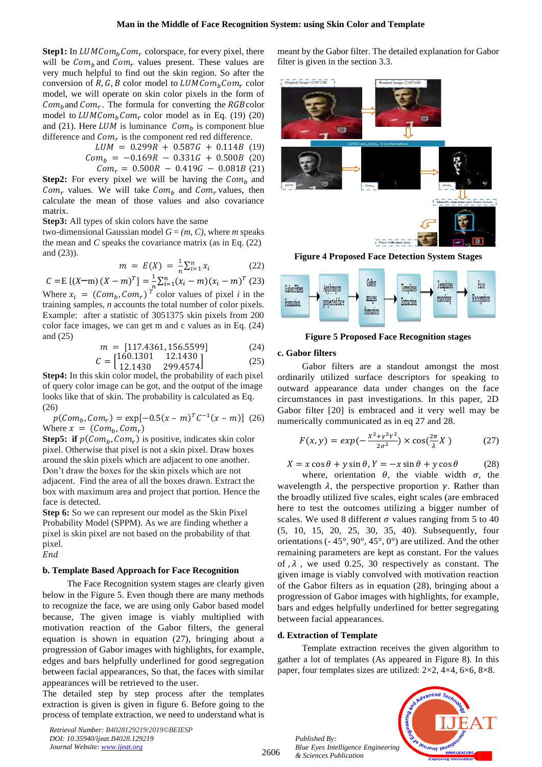**Step1:** In $LUMCom_bCom_r$ colorspace, for every pixel, there will be $Com_b$ and $Com_r$ values present. These values are very much helpful to find out the skin region. So after the conversion of $R, G, B$ color model to $LUMCom_bCom_r$ color model, we will operate on skin color pixels in the form of $Com_b$ and $Com_r$. The formula for converting the $RGB$ color model to $LUMCom_bCom_r$ color model as in Eq. (19) (20) and (21). Here $LUM$ is luminance $Com_b$ is component blue difference and $Com_r$ is the component red red difference.

$$LUM = 0.299R + 0.587G + 0.114B \quad (19)$$

$$Com_b = -0.169R - 0.331G + 0.500B \quad (20)$$

$$Com_r = 0.500R - 0.419G - 0.081B \quad (21)$$

**Step2:** For every pixel we will be having the $Com_b$ and $Com_r$ values. We will take $Com_b$ and $Com_r$ values, then calculate the mean of those values and also covariance matrix.

**Step3:** All types of skin colors have the same two-dimensional Gaussian model $G = (m, C)$, where *m* speaks the mean and *C* speaks the covariance matrix (as in Eq. (22) and (23)).

$$m = E(X) = \frac{1}{n}\sum_{i=1}^{n} x_i \quad (22)$$

$$C = \mathrm{E}\,[(X - m)(X - m)^T] = \frac{1}{n}\sum_{i=1}^{n}(x_i - m)(x_i - m)^T \quad (23)$$

Where $x_i = (Com_b, Com_r)^T$ color values of pixel *i* in the training samples, *n* accounts the total number of color pixels. Example: after a statistic of 3051375 skin pixels from 200 color face images, we can get m and c values as in Eq. (24) and (25)

$$m = [117.4361, 156.5599] \quad (24)$$

$$C = \begin{bmatrix} 160.1301 & 12.1430 \\ 12.1430 & 299.4574 \end{bmatrix} \quad (25)$$

**Step4:** In this skin color model, the probability of each pixel of query color image can be got, and the output of the image looks like that of skin. The probability is calculated as Eq. (26)

$$p(Com_b, Com_r) = \exp[-0.5(x - m)^T C^{-1}(x - m)] \quad (26)$$

Where $x = (Com_b, Com_r)$

**Step5:** **if** $p(Com_b, Com_r)$ is positive, indicates skin color pixel. Otherwise that pixel is not a skin pixel. Draw boxes around the skin pixels which are adjacent to one another. Don't draw the boxes for the skin pixels which are not adjacent. Find the area of all the boxes drawn. Extract the box with maximum area and project that portion. Hence the face is detected.

**Step 6:** So we can represent our model as the Skin Pixel Probability Model (SPPM). As we are finding whether a pixel is skin pixel are not based on the probability of that pixel.

*End*

### b. Template Based Approach for Face Recognition

The Face Recognition system stages are clearly given below in the Figure 5. Even though there are many methods to recognize the face, we are using only Gabor based model because, The given image is viably multiplied with motivation reaction of the Gabor filters, the general equation is shown in equation (27), bringing about a progression of Gabor images with highlights, for example, edges and bars helpfully underlined for good segregation between facial appearances, So that, the faces with similar appearances will be retrieved to the user.

The detailed step by step process after the templates extraction is given is given in figure 6. Before going to the process of template extraction, we need to understand what is meant by the Gabor filter. The detailed explanation for Gabor filter is given in the section 3.3.

**Figure 4 Proposed Face Detection System Stages**

**Figure 5 Proposed Face Recognition stages**

### c. Gabor filters

Gabor filters are a standout amongst the most ordinarily utilized surface descriptors for speaking to outward appearance data under changes on the face circumstances in past investigations. In this paper, 2D Gabor filter [20] is embraced and it very well may be numerically communicated as in eq 27 and 28.

$$F(x, y) = exp\left(-\frac{X^2 + \gamma^2 Y^2}{2\sigma^2}\right) \times \cos\left(\frac{2\pi}{\lambda}X\right) \quad (27)$$

$$X = x\cos\theta + y\sin\theta, Y = -x\sin\theta + y\cos\theta \quad (28)$$

where, orientation $\theta$, the viable width $\sigma$, the wavelength $\lambda$, the perspective proportion $\gamma$. Rather than the broadly utilized five scales, eight scales (are embraced here to test the outcomes utilizing a bigger number of scales. We used 8 different $\sigma$ values ranging from 5 to 40 (5, 10, 15, 20, 25, 30, 35, 40). Subsequently, four orientations (- 45°, 90°, 45°, 0°) are utilized. And the other remaining parameters are kept as constant. For the values of $, \lambda$ , we used 0.25, 30 respectively as constant. The given image is viably convolved with motivation reaction of the Gabor filters as in equation (28), bringing about a progression of Gabor images with highlights, for example, bars and edges helpfully underlined for better segregating between facial appearances.

### d. Extraction of Template

Template extraction receives the given algorithm to gather a lot of templates (As appeared in Figure 8). In this paper, four templates sizes are utilized: 2×2, 4×4, 6×6, 8×8.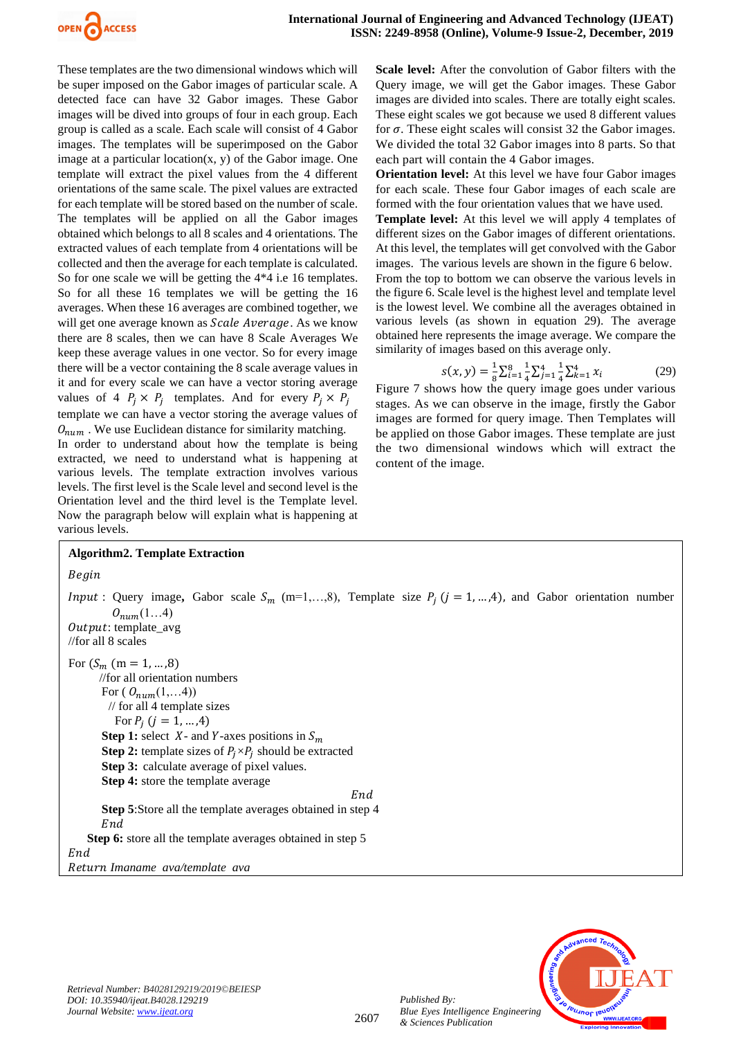These templates are the two dimensional windows which will be super imposed on the Gabor images of particular scale. A detected face can have 32 Gabor images. These Gabor images will be dived into groups of four in each group. Each group is called as a scale. Each scale will consist of 4 Gabor images. The templates will be superimposed on the Gabor image at a particular location(x, y) of the Gabor image. One template will extract the pixel values from the 4 different orientations of the same scale. The pixel values are extracted for each template will be stored based on the number of scale. The templates will be applied on all the Gabor images obtained which belongs to all 8 scales and 4 orientations. The extracted values of each template from 4 orientations will be collected and then the average for each template is calculated. So for one scale we will be getting the 4*4 i.e 16 templates. So for all these 16 templates we will be getting the 16 averages. When these 16 averages are combined together, we will get one average known as $Scale\ Average$. As we know there are 8 scales, then we can have 8 Scale Averages We keep these average values in one vector. So for every image there will be a vector containing the 8 scale average values in it and for every scale we can have a vector storing average values of 4 $P_j \times P_j$ templates. And for every $P_j \times P_j$ template we can have a vector storing the average values of $O_{num}$ . We use Euclidean distance for similarity matching.

In order to understand about how the template is being extracted, we need to understand what is happening at various levels. The template extraction involves various levels. The first level is the Scale level and second level is the Orientation level and the third level is the Template level. Now the paragraph below will explain what is happening at various levels.

**Scale level:** After the convolution of Gabor filters with the Query image, we will get the Gabor images. These Gabor images are divided into scales. There are totally eight scales. These eight scales we got because we used 8 different values for $\sigma$. These eight scales will consist 32 the Gabor images. We divided the total 32 Gabor images into 8 parts. So that each part will contain the 4 Gabor images.

**Orientation level:** At this level we have four Gabor images for each scale. These four Gabor images of each scale are formed with the four orientation values that we have used.

**Template level:** At this level we will apply 4 templates of different sizes on the Gabor images of different orientations. At this level, the templates will get convolved with the Gabor images. The various levels are shown in the figure 6 below. From the top to bottom we can observe the various levels in the figure 6. Scale level is the highest level and template level is the lowest level. We combine all the averages obtained in various levels (as shown in equation 29). The average obtained here represents the image average. We compare the similarity of images based on this average only.

$$s(x,y) = \frac{1}{8}\sum_{i=1}^{8}\frac{1}{4}\sum_{j=1}^{4}\frac{1}{4}\sum_{k=1}^{4} x_i \quad (29)$$

Figure 7 shows how the query image goes under various stages. As we can observe in the image, firstly the Gabor images are formed for query image. Then Templates will be applied on those Gabor images. These template are just the two dimensional windows which will extract the content of the image.

**Algorithm2. Template Extraction**

*Begin*

*Input* : Query image**,** Gabor scale $S_m$ (m=1,…,8), Template size $P_j$ ($j = 1, \dots, 4$), and Gabor orientation number $O_{num}(1 \dots 4)$

*Output*: template_avg

//for all 8 scales

For ($S_m$ (m = 1, …,8)

 //for all orientation numbers

 For ( $O_{num}(1, \dots 4)$)

  // for all 4 template sizes

   For $P_j$ ($j = 1, \dots, 4$)

 **Step 1:** select $X$- and $Y$-axes positions in $S_m$

 **Step 2:** template sizes of $P_j \times P_j$ should be extracted

 **Step 3:** calculate average of pixel values.

 **Step 4:** store the template average

 *End*

 **Step 5**:Store all the template averages obtained in step 4

 *End*

 **Step 6:** store all the template averages obtained in step 5

*End*

*Return Imaname avg/template avg*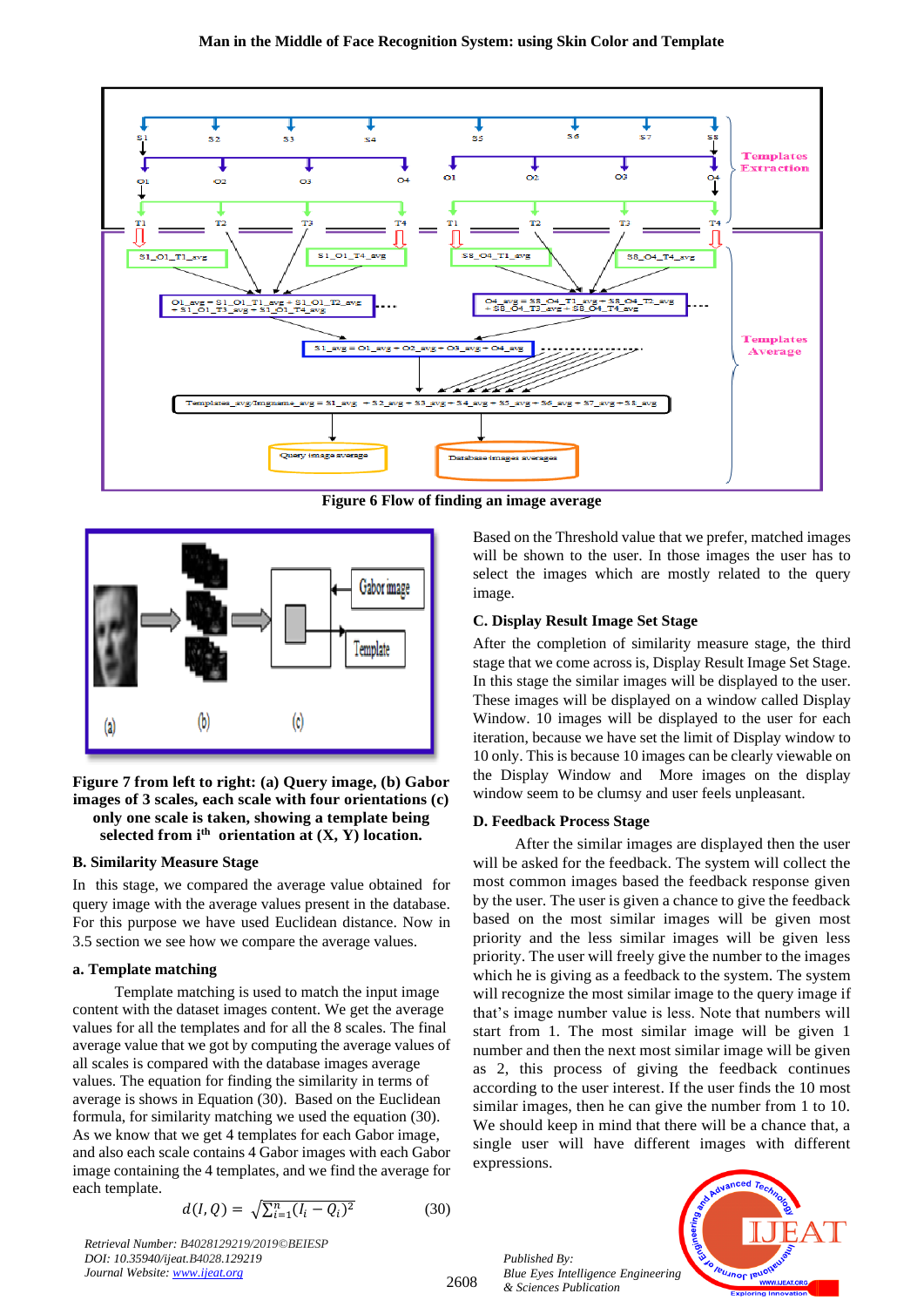Figure 6 Flow of finding an image average

Figure 7 from left to right: (a) Query image, (b) Gabor images of 3 scales, each scale with four orientations (c) only one scale is taken, showing a template being selected from i[th] orientation at (X, Y) location.

### B. Similarity Measure Stage

In this stage, we compared the average value obtained for query image with the average values present in the database. For this purpose we have used Euclidean distance. Now in 3.5 section we see how we compare the average values.

#### a. Template matching

Template matching is used to match the input image content with the dataset images content. We get the average values for all the templates and for all the 8 scales. The final average value that we got by computing the average values of all scales is compared with the database images average values. The equation for finding the similarity in terms of average is shows in Equation (30). Based on the Euclidean formula, for similarity matching we used the equation (30). As we know that we get 4 templates for each Gabor image, and also each scale contains 4 Gabor images with each Gabor image containing the 4 templates, and we find the average for each template.

$$d(I,Q) = \sqrt{\sum_{i=1}^{n}(I_i - Q_i)^2} \qquad (30)$$

Based on the Threshold value that we prefer, matched images will be shown to the user. In those images the user has to select the images which are mostly related to the query image.

### C. Display Result Image Set Stage

After the completion of similarity measure stage, the third stage that we come across is, Display Result Image Set Stage. In this stage the similar images will be displayed to the user. These images will be displayed on a window called Display Window. 10 images will be displayed to the user for each iteration, because we have set the limit of Display window to 10 only. This is because 10 images can be clearly viewable on the Display Window and More images on the display window seem to be clumsy and user feels unpleasant.

### D. Feedback Process Stage

After the similar images are displayed then the user will be asked for the feedback. The system will collect the most common images based the feedback response given by the user. The user is given a chance to give the feedback based on the most similar images will be given most priority and the less similar images will be given less priority. The user will freely give the number to the images which he is giving as a feedback to the system. The system will recognize the most similar image to the query image if that's image number value is less. Note that numbers will start from 1. The most similar image will be given 1 number and then the next most similar image will be given as 2, this process of giving the feedback continues according to the user interest. If the user finds the 10 most similar images, then he can give the number from 1 to 10. We should keep in mind that there will be a chance that, a single user will have different images with different expressions.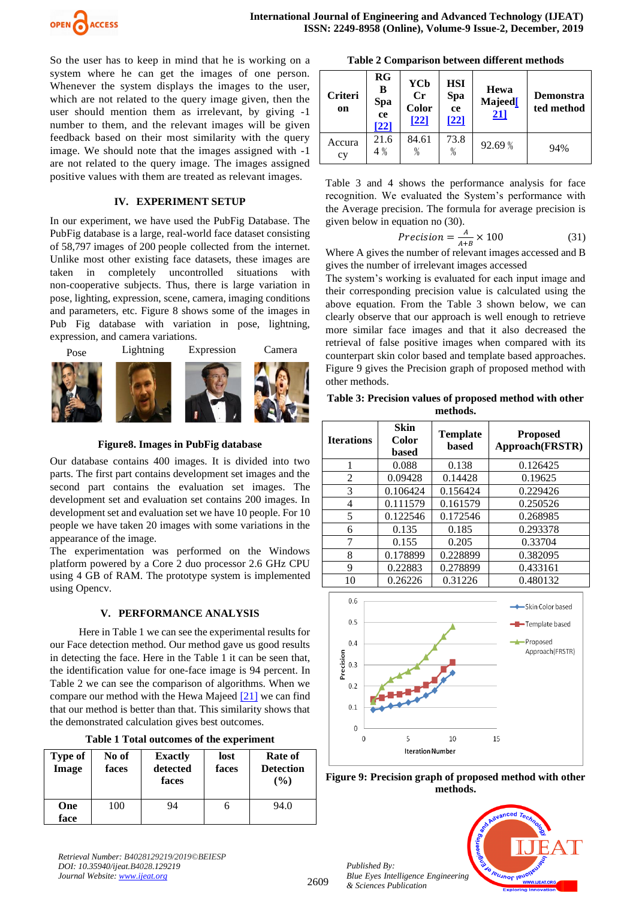So the user has to keep in mind that he is working on a system where he can get the images of one person. Whenever the system displays the images to the user, which are not related to the query image given, then the user should mention them as irrelevant, by giving -1 number to them, and the relevant images will be given feedback based on their most similarity with the query image. We should note that the images assigned with -1 are not related to the query image. The images assigned positive values with them are treated as relevant images.

## IV. EXPERIMENT SETUP

In our experiment, we have used the PubFig Database. The PubFig database is a large, real-world face dataset consisting of 58,797 images of 200 people collected from the internet. Unlike most other existing face datasets, these images are taken in completely uncontrolled situations with non-cooperative subjects. Thus, there is large variation in pose, lighting, expression, scene, camera, imaging conditions and parameters, etc. Figure 8 shows some of the images in Pub Fig database with variation in pose, lightning, expression, and camera variations.

Pose Lightning Expression Camera

**Figure8. Images in PubFig database**

Our database contains 400 images. It is divided into two parts. The first part contains development set images and the second part contains the evaluation set images. The development set and evaluation set contains 200 images. In development set and evaluation set we have 10 people. For 10 people we have taken 20 images with some variations in the appearance of the image.

The experimentation was performed on the Windows platform powered by a Core 2 duo processor 2.6 GHz CPU using 4 GB of RAM. The prototype system is implemented using Opencv.

## V. PERFORMANCE ANALYSIS

Here in Table 1 we can see the experimental results for our Face detection method. Our method gave us good results in detecting the face. Here in the Table 1 it can be seen that, the identification value for one-face image is 94 percent. In Table 2 we can see the comparison of algorithms. When we compare our method with the Hewa Majeed [21] we can find that our method is better than that. This similarity shows that the demonstrated calculation gives best outcomes.

**Table 1 Total outcomes of the experiment**

| Type of Image | No of faces | Exactly detected faces | lost faces | Rate of Detection (%) |
|---|---|---|---|---|
| One face | 100 | 94 | 6 | 94.0 |

**Table 2 Comparison between different methods**

| Criterion | RGB Space [22] | YCbCr Color [22] | HSI Space [22] | Hewa Majeed[21] | Demonstrated method |
|---|---|---|---|---|---|
| Accuracy | 21.64 % | 84.61 % | 73.8 % | 92.69 % | 94% |

Table 3 and 4 shows the performance analysis for face recognition. We evaluated the System's performance with the Average precision. The formula for average precision is given below in equation no (30).

$$Precision = \frac{A}{A+B} \times 100 \qquad (31)$$

Where A gives the number of relevant images accessed and B gives the number of irrelevant images accessed

The system's working is evaluated for each input image and their corresponding precision value is calculated using the above equation. From the Table 3 shown below, we can clearly observe that our approach is well enough to retrieve more similar face images and that it also decreased the retrieval of false positive images when compared with its counterpart skin color based and template based approaches. Figure 9 gives the Precision graph of proposed method with other methods.

**Table 3: Precision values of proposed method with other methods.**

| Iterations | Skin Color based | Template based | Proposed Approach(FRSTR) |
|---|---|---|---|
| 1 | 0.088 | 0.138 | 0.126425 |
| 2 | 0.09428 | 0.14428 | 0.19625 |
| 3 | 0.106424 | 0.156424 | 0.229426 |
| 4 | 0.111579 | 0.161579 | 0.250526 |
| 5 | 0.122546 | 0.172546 | 0.268985 |
| 6 | 0.135 | 0.185 | 0.293378 |
| 7 | 0.155 | 0.205 | 0.33704 |
| 8 | 0.178899 | 0.228899 | 0.382095 |
| 9 | 0.22883 | 0.278899 | 0.433161 |
| 10 | 0.26226 | 0.31226 | 0.480132 |

**Figure 9: Precision graph of proposed method with other methods.**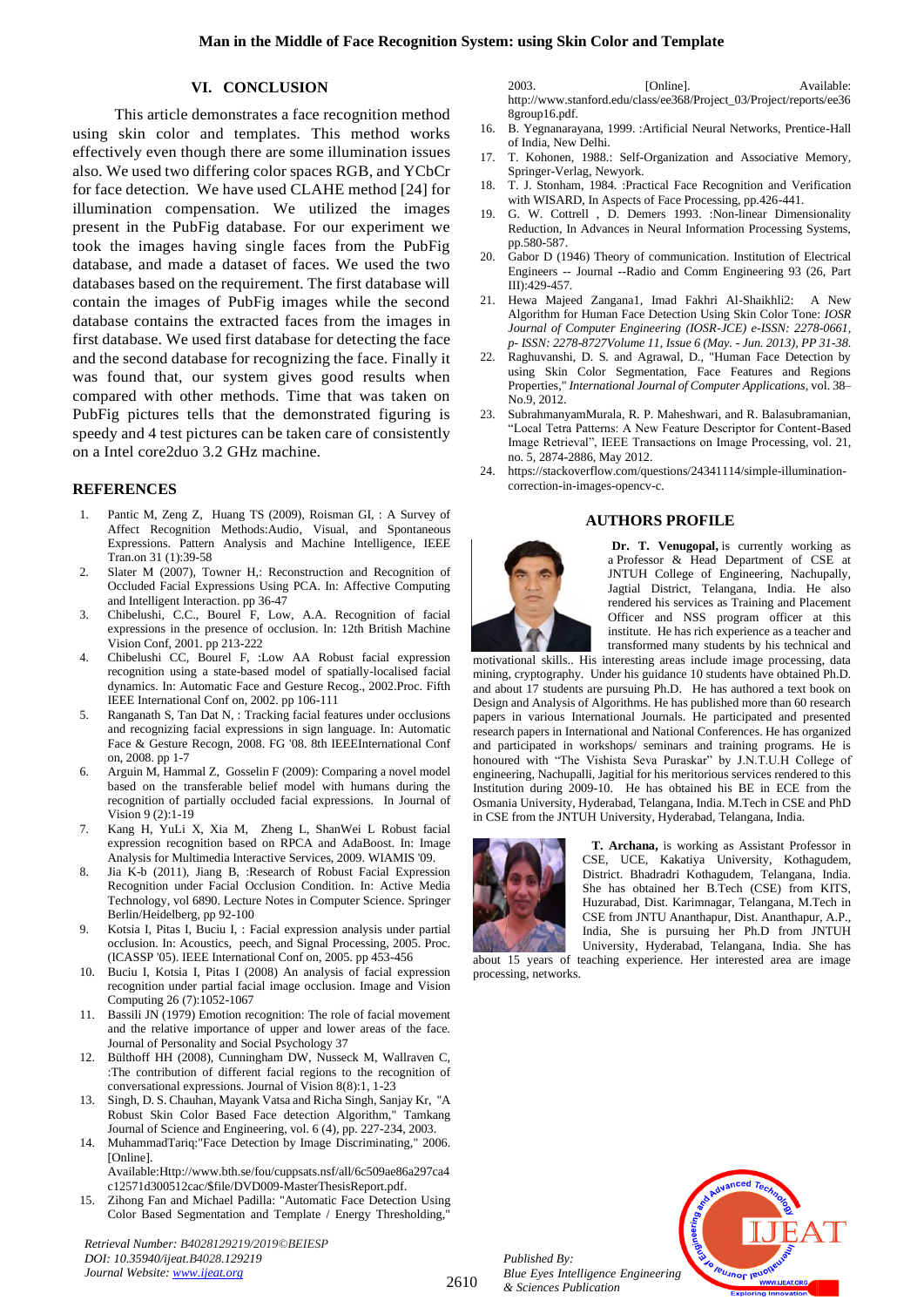## VI. CONCLUSION

This article demonstrates a face recognition method using skin color and templates. This method works effectively even though there are some illumination issues also. We used two differing color spaces RGB, and YCbCr for face detection. We have used CLAHE method [24] for illumination compensation. We utilized the images present in the PubFig database. For our experiment we took the images having single faces from the PubFig database, and made a dataset of faces. We used the two databases based on the requirement. The first database will contain the images of PubFig images while the second database contains the extracted faces from the images in first database. We used first database for detecting the face and the second database for recognizing the face. Finally it was found that, our system gives good results when compared with other methods. The time that was taken on PubFig pictures tells that the demonstrated figuring is speedy and 4 test pictures can be taken care of consistently on a Intel core2duo 3.2 GHz machine.

## REFERENCES

1. Pantic M, Zeng Z, Huang TS (2009), Roisman GI, : A Survey of Affect Recognition Methods:Audio, Visual, and Spontaneous Expressions. Pattern Analysis and Machine Intelligence, IEEE Tran.on 31 (1):39-58
2. Slater M (2007), Towner H,: Reconstruction and Recognition of Occluded Facial Expressions Using PCA. In: Affective Computing and Intelligent Interaction. pp 36-47
3. Chibelushi, C.C., Bourel F, Low, A.A. Recognition of facial expressions in the presence of occlusion. In: 12th British Machine Vision Conf, 2001. pp 213-222
4. Chibelushi CC, Bourel F, :Low AA Robust facial expression recognition using a state-based model of spatially-localised facial dynamics. In: Automatic Face and Gesture Recog., 2002.Proc. Fifth IEEE International Conf on, 2002. pp 106-111
5. Ranganath S, Tan Dat N, : Tracking facial features under occlusions and recognizing facial expressions in sign language. In: Automatic Face & Gesture Recogn, 2008. FG '08. 8th IEEEInternational Conf on, 2008. pp 1-7
6. Arguin M, Hammal Z, Gosselin F (2009): Comparing a novel model based on the transferable belief model with humans during the recognition of partially occluded facial expressions. In Journal of Vision 9 (2):1-19
7. Kang H, YuLi X, Xia M, Zheng L, ShanWei L Robust facial expression recognition based on RPCA and AdaBoost. In: Image Analysis for Multimedia Interactive Services, 2009. WIAMIS '09.
8. Jia K-b (2011), Jiang B, :Research of Robust Facial Expression Recognition under Facial Occlusion Condition. In: Active Media Technology, vol 6890. Lecture Notes in Computer Science. Springer Berlin/Heidelberg, pp 92-100
9. Kotsia I, Pitas I, Buciu I, : Facial expression analysis under partial occlusion. In: Acoustics, peech, and Signal Processing, 2005. Proc. (ICASSP '05). IEEE International Conf on, 2005. pp 453-456
10. Buciu I, Kotsia I, Pitas I (2008) An analysis of facial expression recognition under partial facial image occlusion. Image and Vision Computing 26 (7):1052-1067
11. Bassili JN (1979) Emotion recognition: The role of facial movement and the relative importance of upper and lower areas of the face. Journal of Personality and Social Psychology 37
12. Bülthoff HH (2008), Cunningham DW, Nusseck M, Wallraven C, :The contribution of different facial regions to the recognition of conversational expressions. Journal of Vision 8(8):1, 1-23
13. Singh, D. S. Chauhan, Mayank Vatsa and Richa Singh, Sanjay Kr, "A Robust Skin Color Based Face detection Algorithm," Tamkang Journal of Science and Engineering, vol. 6 (4), pp. 227-234, 2003.
14. MuhammadTariq:"Face Detection by Image Discriminating," 2006. [Online]. Available:Http://www.bth.se/fou/cuppsats.nsf/all/6c509ae86a297ca4c12571d300512cac/$file/DVD009-MasterThesisReport.pdf.
15. Zihong Fan and Michael Padilla: "Automatic Face Detection Using Color Based Segmentation and Template / Energy Thresholding," 2003. [Online]. Available: http://www.stanford.edu/class/ee368/Project_03/Project/reports/ee368group16.pdf.
16. B. Yegnanarayana, 1999. :Artificial Neural Networks, Prentice-Hall of India, New Delhi.
17. T. Kohonen, 1988.: Self-Organization and Associative Memory, Springer-Verlag, Newyork.
18. T. J. Stonham, 1984. :Practical Face Recognition and Verification with WISARD, In Aspects of Face Processing, pp.426-441.
19. G. W. Cottrell , D. Demers 1993. :Non-linear Dimensionality Reduction, In Advances in Neural Information Processing Systems, pp.580-587.
20. Gabor D (1946) Theory of communication. Institution of Electrical Engineers -- Journal --Radio and Comm Engineering 93 (26, Part III):429-457.
21. Hewa Majeed Zangana1, Imad Fakhri Al-Shaikhli2: A New Algorithm for Human Face Detection Using Skin Color Tone: *IOSR Journal of Computer Engineering (IOSR-JCE) e-ISSN: 2278-0661, p- ISSN: 2278-8727Volume 11, Issue 6 (May. - Jun. 2013), PP 31-38.*
22. Raghuvanshi, D. S. and Agrawal, D., "Human Face Detection by using Skin Color Segmentation, Face Features and Regions Properties," *International Journal of Computer Applications*, vol. 38–No.9, 2012.
23. SubrahmanyamMurala, R. P. Maheshwari, and R. Balasubramanian, "Local Tetra Patterns: A New Feature Descriptor for Content-Based Image Retrieval", IEEE Transactions on Image Processing, vol. 21, no. 5, 2874-2886, May 2012.
24. https://stackoverflow.com/questions/24341114/simple-illumination-correction-in-images-opencv-c.

## AUTHORS PROFILE

**Dr. T. Venugopal,** is currently working as a Professor & Head Department of CSE at JNTUH College of Engineering, Nachupally, Jagtial District, Telangana, India. He also rendered his services as Training and Placement Officer and NSS program officer at this institute. He has rich experience as a teacher and transformed many students by his technical and motivational skills.. His interesting areas include image processing, data mining, cryptography. Under his guidance 10 students have obtained Ph.D. and about 17 students are pursuing Ph.D. He has authored a text book on Design and Analysis of Algorithms. He has published more than 60 research papers in various International Journals. He participated and presented research papers in International and National Conferences. He has organized and participated in workshops/ seminars and training programs. He is honoured with "The Vishista Seva Puraskar" by J.N.T.U.H College of engineering, Nachupally, Jagitial for his meritorious services rendered to this Institution during 2009-10. He has obtained his BE in ECE from the Osmania University, Hyderabad, Telangana, India. M.Tech in CSE and PhD in CSE from the JNTUH University, Hyderabad, Telangana, India.

**T. Archana,** is working as Assistant Professor in CSE, UCE, Kakatiya University, Kothagudem, District. Bhadradri Kothagudem, Telangana, India. She has obtained her B.Tech (CSE) from KITS, Huzurabad, Dist. Karimnagar, Telangana, M.Tech in CSE from JNTU Ananthapur, Dist. Ananthapur, A.P., India, She is pursuing her Ph.D from JNTUH University, Hyderabad, Telangana, India. She has about 15 years of teaching experience. Her interested area are image processing, networks.